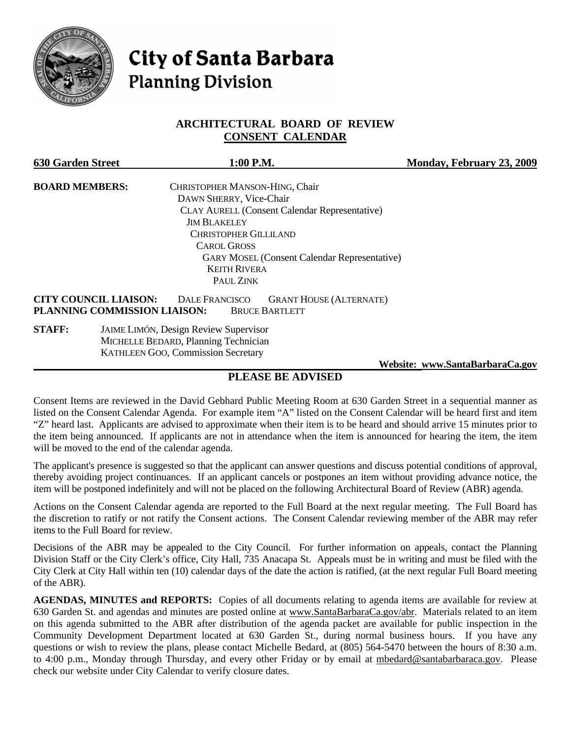# City of Santa Barbara
## Planning Division

### ARCHITECTURAL BOARD OF REVIEW
### CONSENT CALENDAR

**630 Garden Street** **1:00 P.M.** **Monday, February 23, 2009**

**BOARD MEMBERS:**
CHRISTOPHER MANSON-HING, Chair
DAWN SHERRY, Vice-Chair
CLAY AURELL (Consent Calendar Representative)
JIM BLAKELEY
CHRISTOPHER GILLILAND
CAROL GROSS
GARY MOSEL (Consent Calendar Representative)
KEITH RIVERA
PAUL ZINK

**CITY COUNCIL LIAISON:** DALE FRANCISCO GRANT HOUSE (ALTERNATE)
**PLANNING COMMISSION LIAISON:** BRUCE BARTLETT

**STAFF:**
JAIME LIMÓN, Design Review Supervisor
MICHELLE BEDARD, Planning Technician
KATHLEEN GOO, Commission Secretary

**Website: www.SantaBarbaraCa.gov**

### PLEASE BE ADVISED

Consent Items are reviewed in the David Gebhard Public Meeting Room at 630 Garden Street in a sequential manner as listed on the Consent Calendar Agenda. For example item "A" listed on the Consent Calendar will be heard first and item "Z" heard last. Applicants are advised to approximate when their item is to be heard and should arrive 15 minutes prior to the item being announced. If applicants are not in attendance when the item is announced for hearing the item, the item will be moved to the end of the calendar agenda.

The applicant's presence is suggested so that the applicant can answer questions and discuss potential conditions of approval, thereby avoiding project continuances. If an applicant cancels or postpones an item without providing advance notice, the item will be postponed indefinitely and will not be placed on the following Architectural Board of Review (ABR) agenda.

Actions on the Consent Calendar agenda are reported to the Full Board at the next regular meeting. The Full Board has the discretion to ratify or not ratify the Consent actions. The Consent Calendar reviewing member of the ABR may refer items to the Full Board for review.

Decisions of the ABR may be appealed to the City Council. For further information on appeals, contact the Planning Division Staff or the City Clerk's office, City Hall, 735 Anacapa St. Appeals must be in writing and must be filed with the City Clerk at City Hall within ten (10) calendar days of the date the action is ratified, (at the next regular Full Board meeting of the ABR).

**AGENDAS, MINUTES and REPORTS:** Copies of all documents relating to agenda items are available for review at 630 Garden St. and agendas and minutes are posted online at www.SantaBarbaraCa.gov/abr. Materials related to an item on this agenda submitted to the ABR after distribution of the agenda packet are available for public inspection in the Community Development Department located at 630 Garden St., during normal business hours. If you have any questions or wish to review the plans, please contact Michelle Bedard, at (805) 564-5470 between the hours of 8:30 a.m. to 4:00 p.m., Monday through Thursday, and every other Friday or by email at mbedard@santabarbaraca.gov. Please check our website under City Calendar to verify closure dates.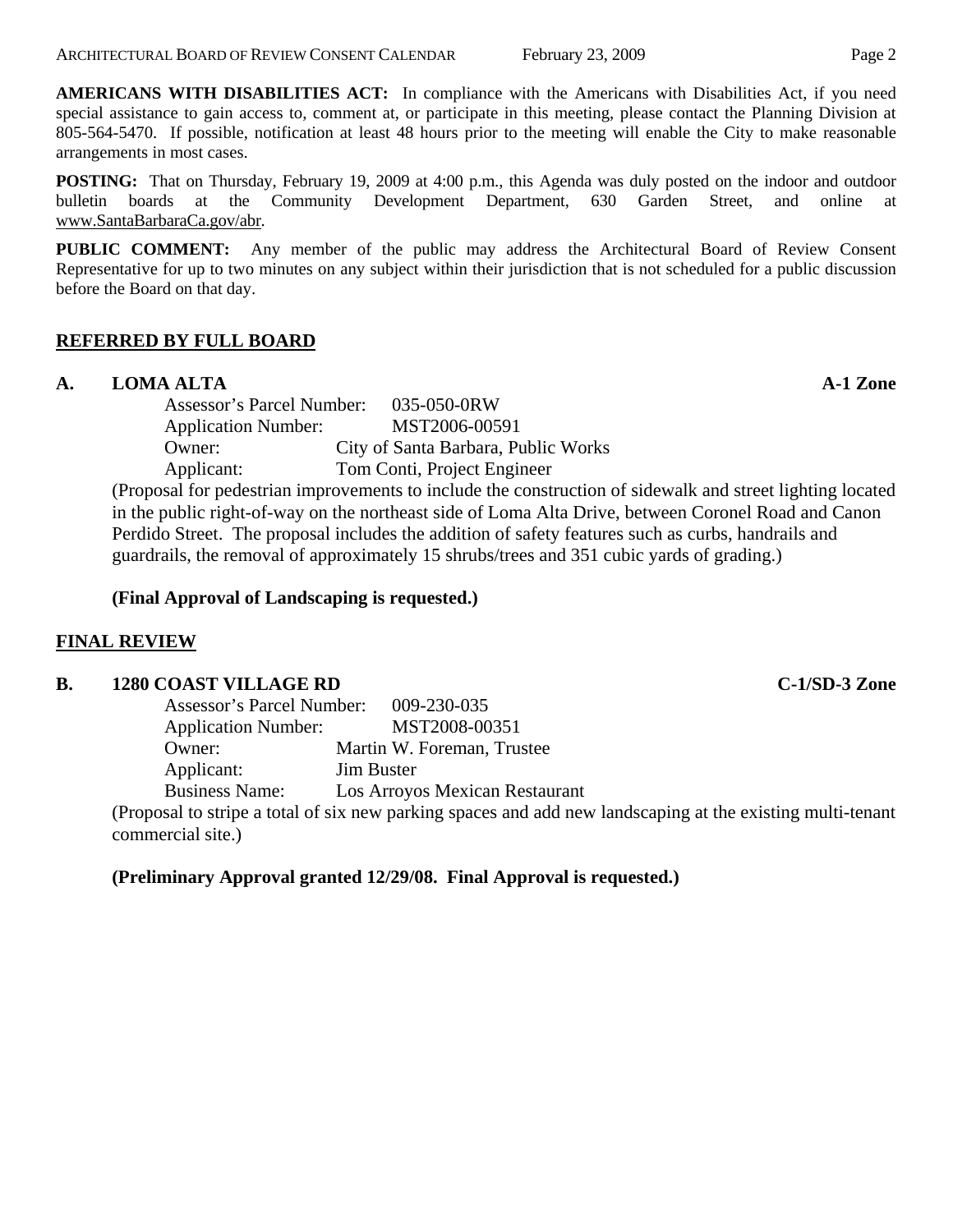**AMERICANS WITH DISABILITIES ACT:** In compliance with the Americans with Disabilities Act, if you need special assistance to gain access to, comment at, or participate in this meeting, please contact the Planning Division at 805-564-5470. If possible, notification at least 48 hours prior to the meeting will enable the City to make reasonable arrangements in most cases.

**POSTING:** That on Thursday, February 19, 2009 at 4:00 p.m., this Agenda was duly posted on the indoor and outdoor bulletin boards at the Community Development Department, 630 Garden Street, and online at www.SantaBarbaraCa.gov/abr.

**PUBLIC COMMENT:** Any member of the public may address the Architectural Board of Review Consent Representative for up to two minutes on any subject within their jurisdiction that is not scheduled for a public discussion before the Board on that day.

## REFERRED BY FULL BOARD

### A. LOMA ALTA — A-1 Zone

Assessor's Parcel Number: 035-050-0RW
Application Number: MST2006-00591
Owner: City of Santa Barbara, Public Works
Applicant: Tom Conti, Project Engineer

(Proposal for pedestrian improvements to include the construction of sidewalk and street lighting located in the public right-of-way on the northeast side of Loma Alta Drive, between Coronel Road and Canon Perdido Street. The proposal includes the addition of safety features such as curbs, handrails and guardrails, the removal of approximately 15 shrubs/trees and 351 cubic yards of grading.)

**(Final Approval of Landscaping is requested.)**

## FINAL REVIEW

### B. 1280 COAST VILLAGE RD — C-1/SD-3 Zone

Assessor's Parcel Number: 009-230-035
Application Number: MST2008-00351
Owner: Martin W. Foreman, Trustee
Applicant: Jim Buster
Business Name: Los Arroyos Mexican Restaurant

(Proposal to stripe a total of six new parking spaces and add new landscaping at the existing multi-tenant commercial site.)

**(Preliminary Approval granted 12/29/08. Final Approval is requested.)**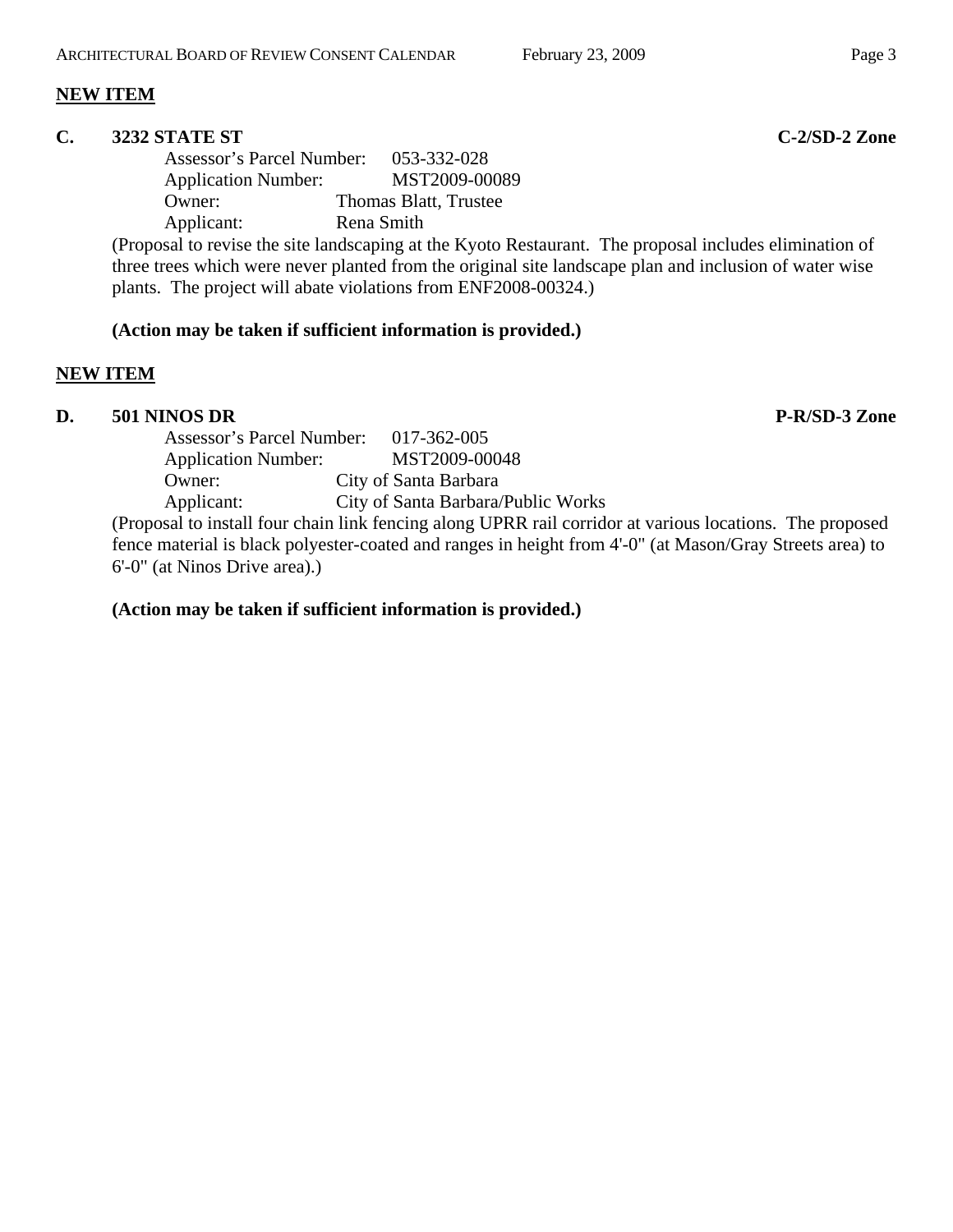**NEW ITEM**

**C. 3232 STATE ST** **C-2/SD-2 Zone**

Assessor's Parcel Number: 053-332-028
Application Number: MST2009-00089
Owner: Thomas Blatt, Trustee
Applicant: Rena Smith

(Proposal to revise the site landscaping at the Kyoto Restaurant. The proposal includes elimination of three trees which were never planted from the original site landscape plan and inclusion of water wise plants. The project will abate violations from ENF2008-00324.)

**(Action may be taken if sufficient information is provided.)**

**NEW ITEM**

**D. 501 NINOS DR** **P-R/SD-3 Zone**

Assessor's Parcel Number: 017-362-005
Application Number: MST2009-00048
Owner: City of Santa Barbara
Applicant: City of Santa Barbara/Public Works

(Proposal to install four chain link fencing along UPRR rail corridor at various locations. The proposed fence material is black polyester-coated and ranges in height from 4'-0" (at Mason/Gray Streets area) to 6'-0" (at Ninos Drive area).)

**(Action may be taken if sufficient information is provided.)**